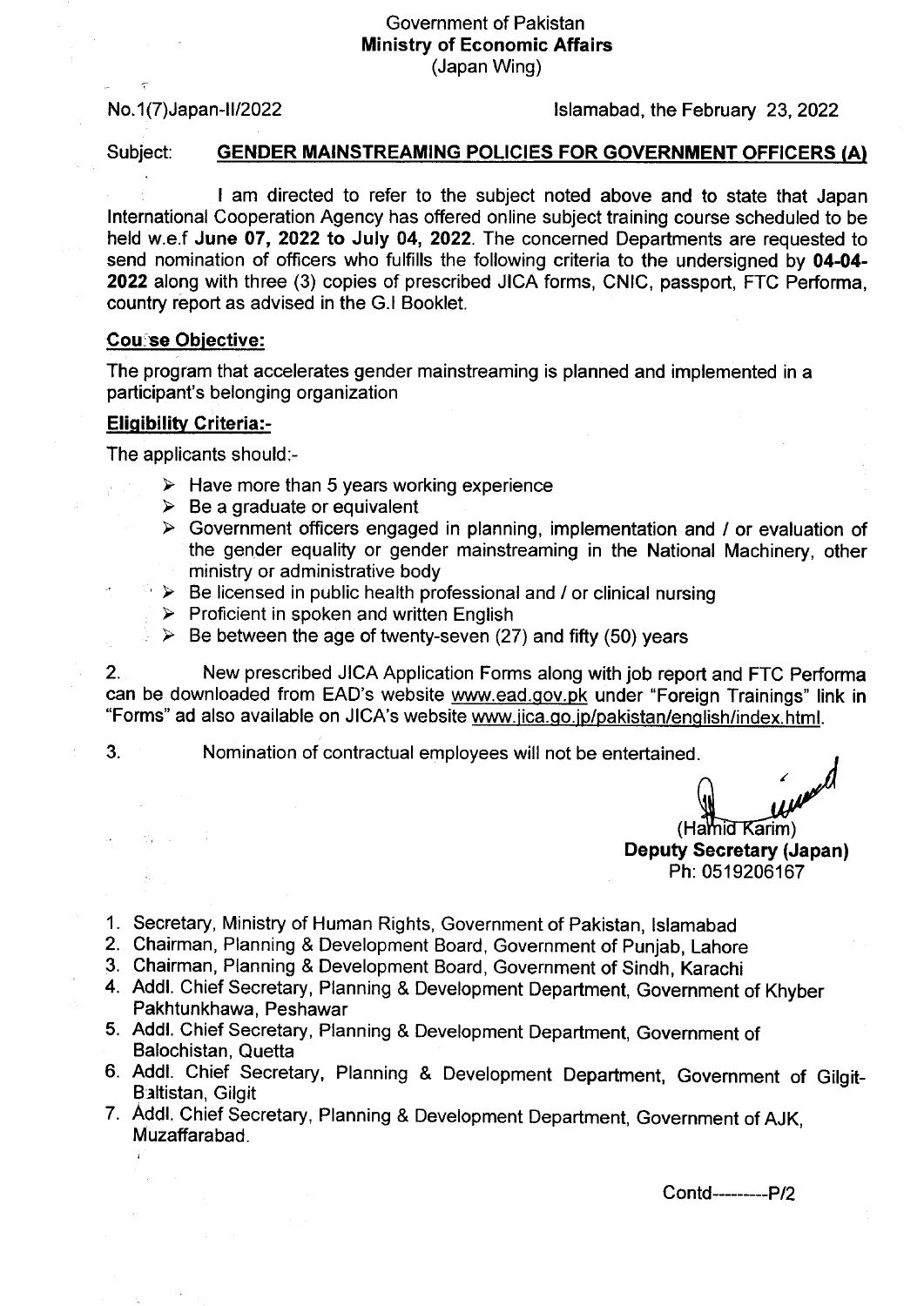Government of Pakistan
**Ministry of Economic Affairs**
(Japan Wing)

No.1(7)Japan-II/2022

Islamabad, the February 23, 2022

Subject: **GENDER MAINSTREAMING POLICIES FOR GOVERNMENT OFFICERS (A)**

I am directed to refer to the subject noted above and to state that Japan International Cooperation Agency has offered online subject training course scheduled to be held w.e.f **June 07, 2022 to July 04, 2022**. The concerned Departments are requested to send nomination of officers who fulfills the following criteria to the undersigned by **04-04-2022** along with three (3) copies of prescribed JICA forms, CNIC, passport, FTC Performa, country report as advised in the G.I Booklet.

**Course Objective:**

The program that accelerates gender mainstreaming is planned and implemented in a participant's belonging organization

**Eligibility Criteria:-**

The applicants should:-

- Have more than 5 years working experience
- Be a graduate or equivalent
- Government officers engaged in planning, implementation and / or evaluation of the gender equality or gender mainstreaming in the National Machinery, other ministry or administrative body
- Be licensed in public health professional and / or clinical nursing
- Proficient in spoken and written English
- Be between the age of twenty-seven (27) and fifty (50) years

2. New prescribed JICA Application Forms along with job report and FTC Performa can be downloaded from EAD's website www.ead.gov.pk under "Foreign Trainings" link in "Forms" ad also available on JICA's website www.jica.go.jp/pakistan/english/index.html.

3. Nomination of contractual employees will not be entertained.

(Hamid Karim)
**Deputy Secretary (Japan)**
Ph: 0519206167

1. Secretary, Ministry of Human Rights, Government of Pakistan, Islamabad
2. Chairman, Planning & Development Board, Government of Punjab, Lahore
3. Chairman, Planning & Development Board, Government of Sindh, Karachi
4. Addl. Chief Secretary, Planning & Development Department, Government of Khyber Pakhtunkhawa, Peshawar
5. Addl. Chief Secretary, Planning & Development Department, Government of Balochistan, Quetta
6. Addl. Chief Secretary, Planning & Development Department, Government of Gilgit-Baltistan, Gilgit
7. Addl. Chief Secretary, Planning & Development Department, Government of AJK, Muzaffarabad.

Contd---------P/2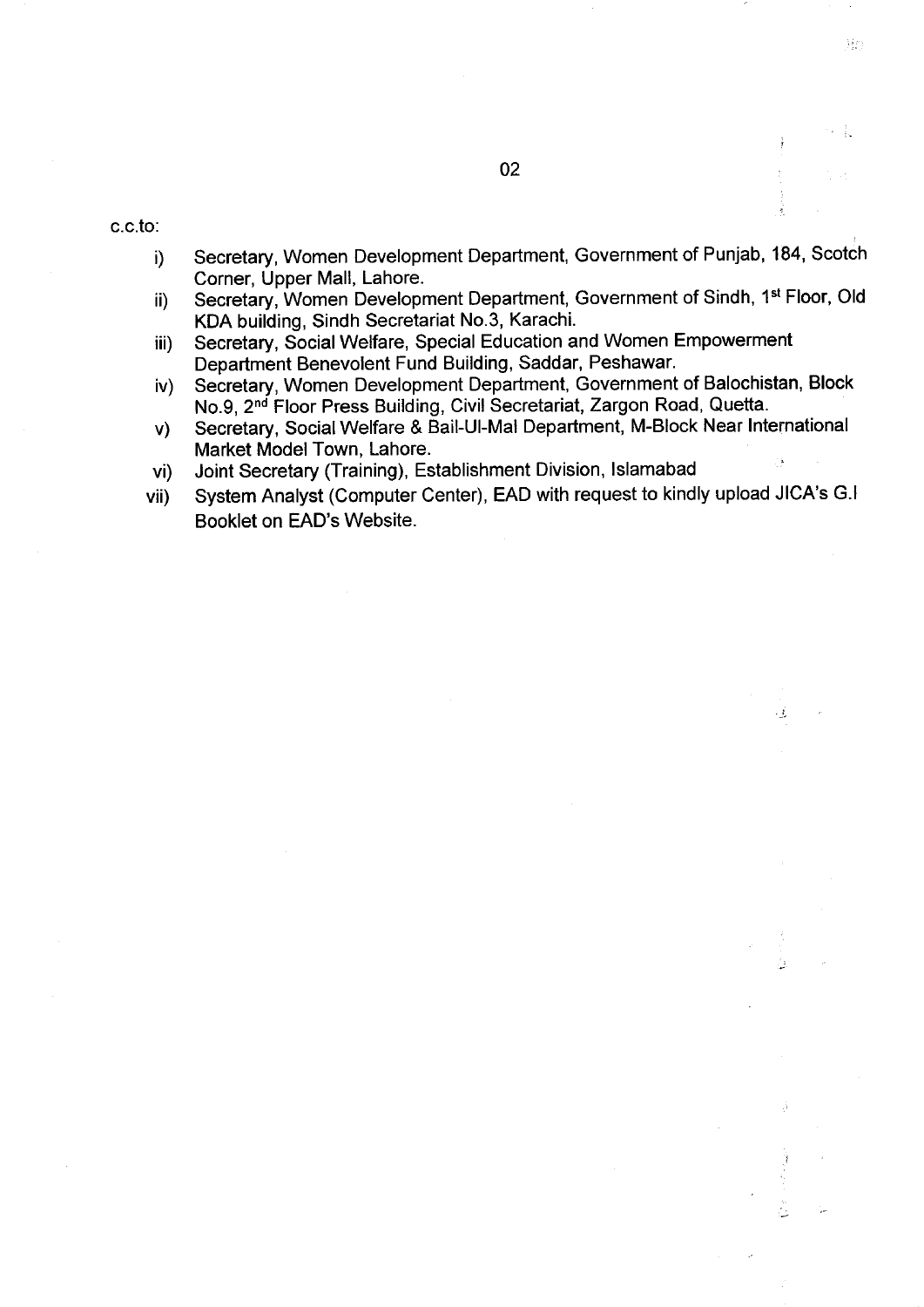c.c.to:

i) Secretary, Women Development Department, Government of Punjab, 184, Scotch Corner, Upper Mall, Lahore.
ii) Secretary, Women Development Department, Government of Sindh, 1st Floor, Old KDA building, Sindh Secretariat No.3, Karachi.
iii) Secretary, Social Welfare, Special Education and Women Empowerment Department Benevolent Fund Building, Saddar, Peshawar.
iv) Secretary, Women Development Department, Government of Balochistan, Block No.9, 2nd Floor Press Building, Civil Secretariat, Zargon Road, Quetta.
v) Secretary, Social Welfare & Bail-Ul-Mal Department, M-Block Near International Market Model Town, Lahore.
vi) Joint Secretary (Training), Establishment Division, Islamabad
vii) System Analyst (Computer Center), EAD with request to kindly upload JICA's G.I Booklet on EAD's Website.